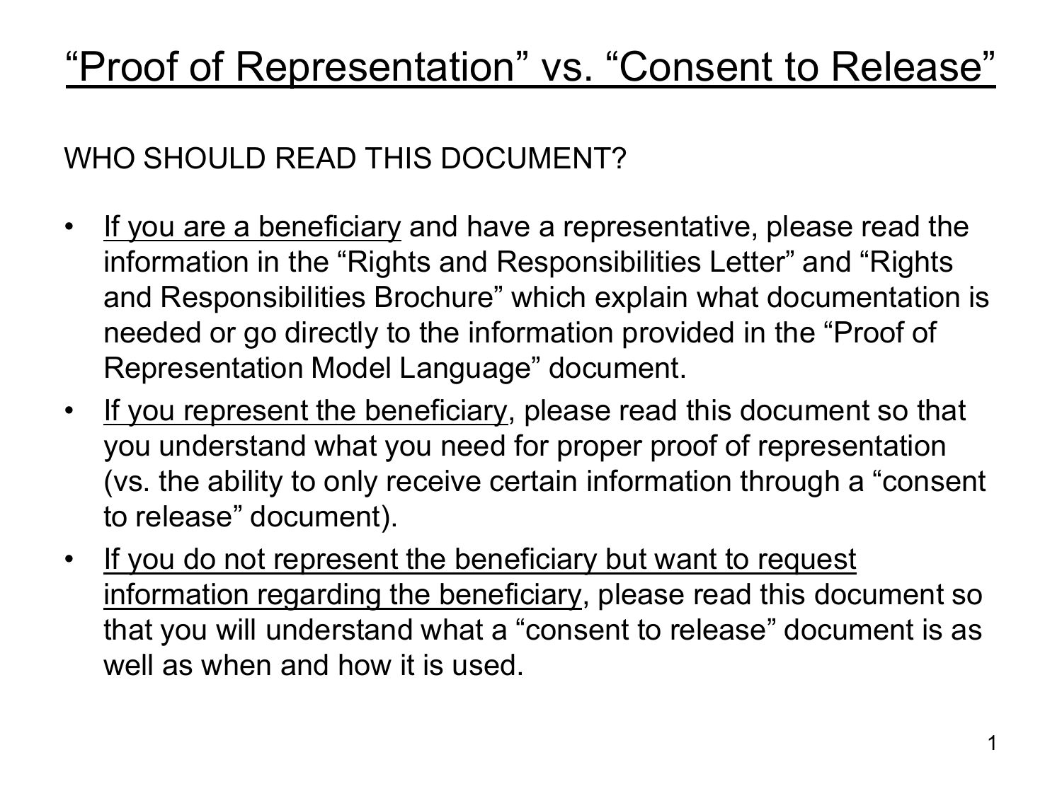# "Proof of Representation" vs. "Consent to Release"

WHO SHOULD READ THIS DOCUMENT?

- If you are a beneficiary and have a representative, please read the information in the "Rights and Responsibilities Letter" and "Rights and Responsibilities Brochure" which explain what documentation is needed or go directly to the information provided in the "Proof of Representation Model Language" document.
- If you represent the beneficiary, please read this document so that you understand what you need for proper proof of representation (vs. the ability to only receive certain information through a "consent to release" document).
- If you do not represent the beneficiary but want to request information regarding the beneficiary, please read this document so that you will understand what a "consent to release" document is as well as when and how it is used.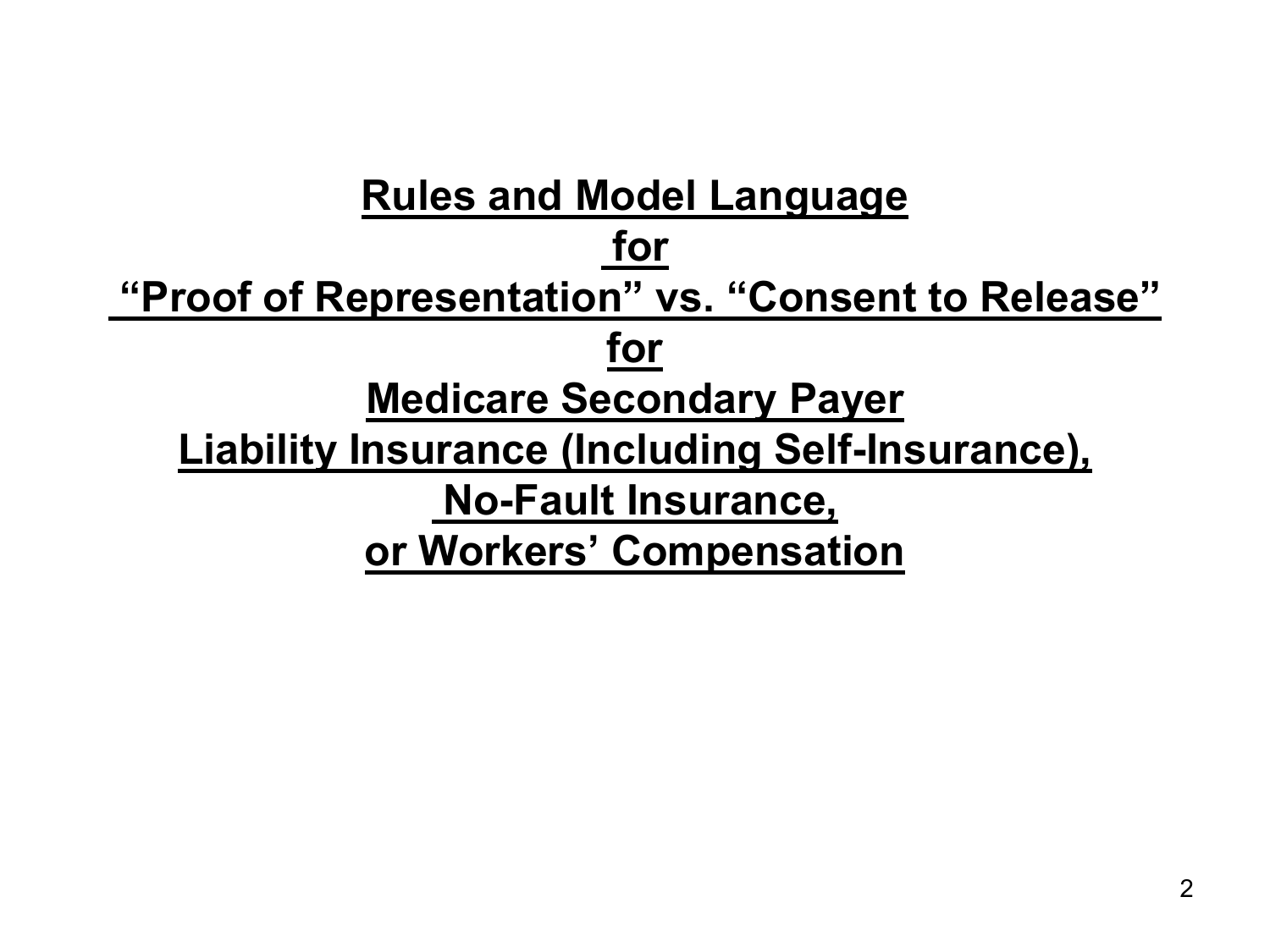# Rules and Model Language for "Proof of Representation" vs. "Consent to Release" for Medicare Secondary Payer Liability Insurance (Including Self-Insurance), No-Fault Insurance, or Workers' Compensation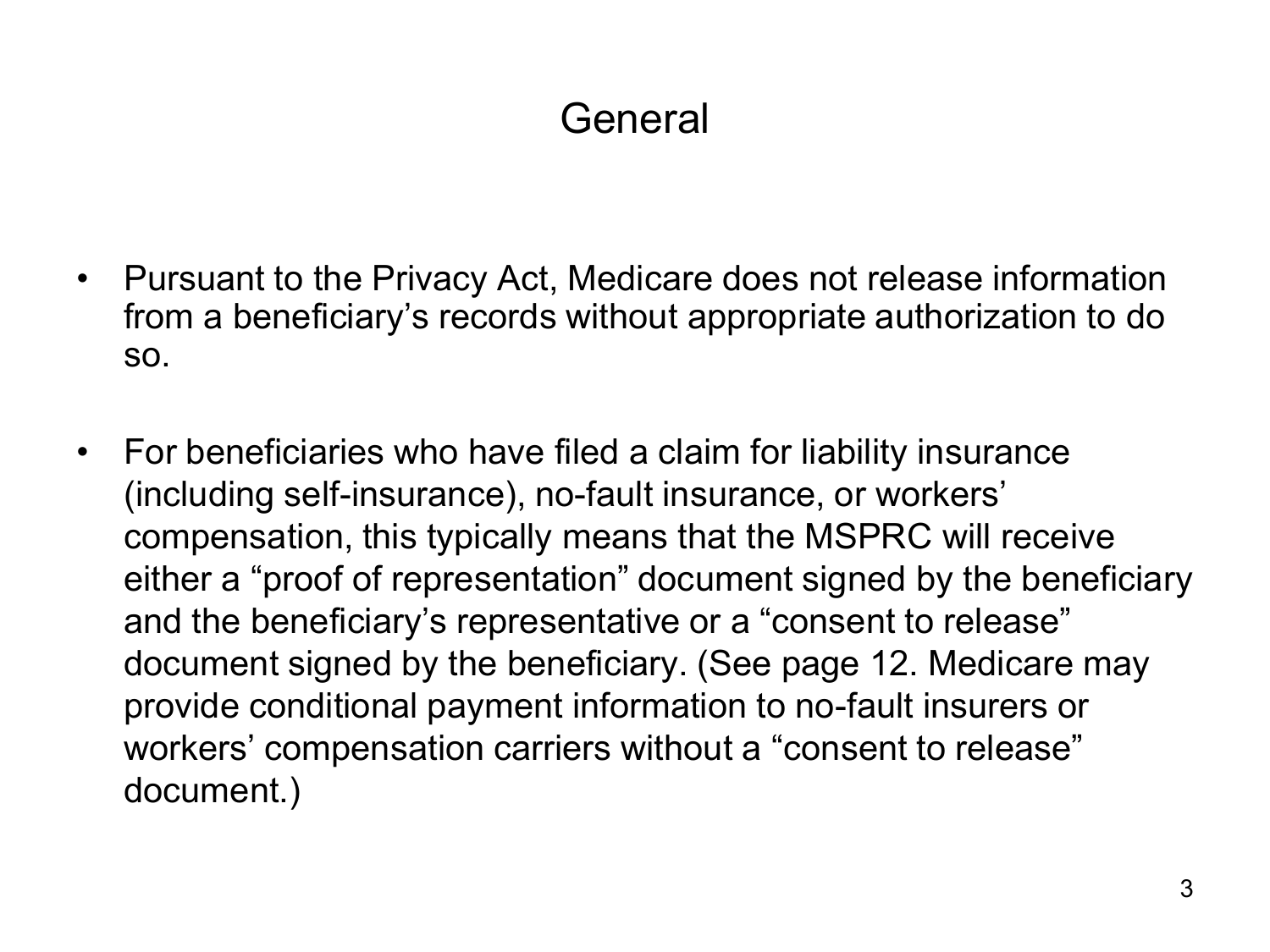# General

- Pursuant to the Privacy Act, Medicare does not release information from a beneficiary's records without appropriate authorization to do so.

- For beneficiaries who have filed a claim for liability insurance (including self-insurance), no-fault insurance, or workers' compensation, this typically means that the MSPRC will receive either a "proof of representation" document signed by the beneficiary and the beneficiary's representative or a "consent to release" document signed by the beneficiary. (See page 12. Medicare may provide conditional payment information to no-fault insurers or workers' compensation carriers without a "consent to release" document.)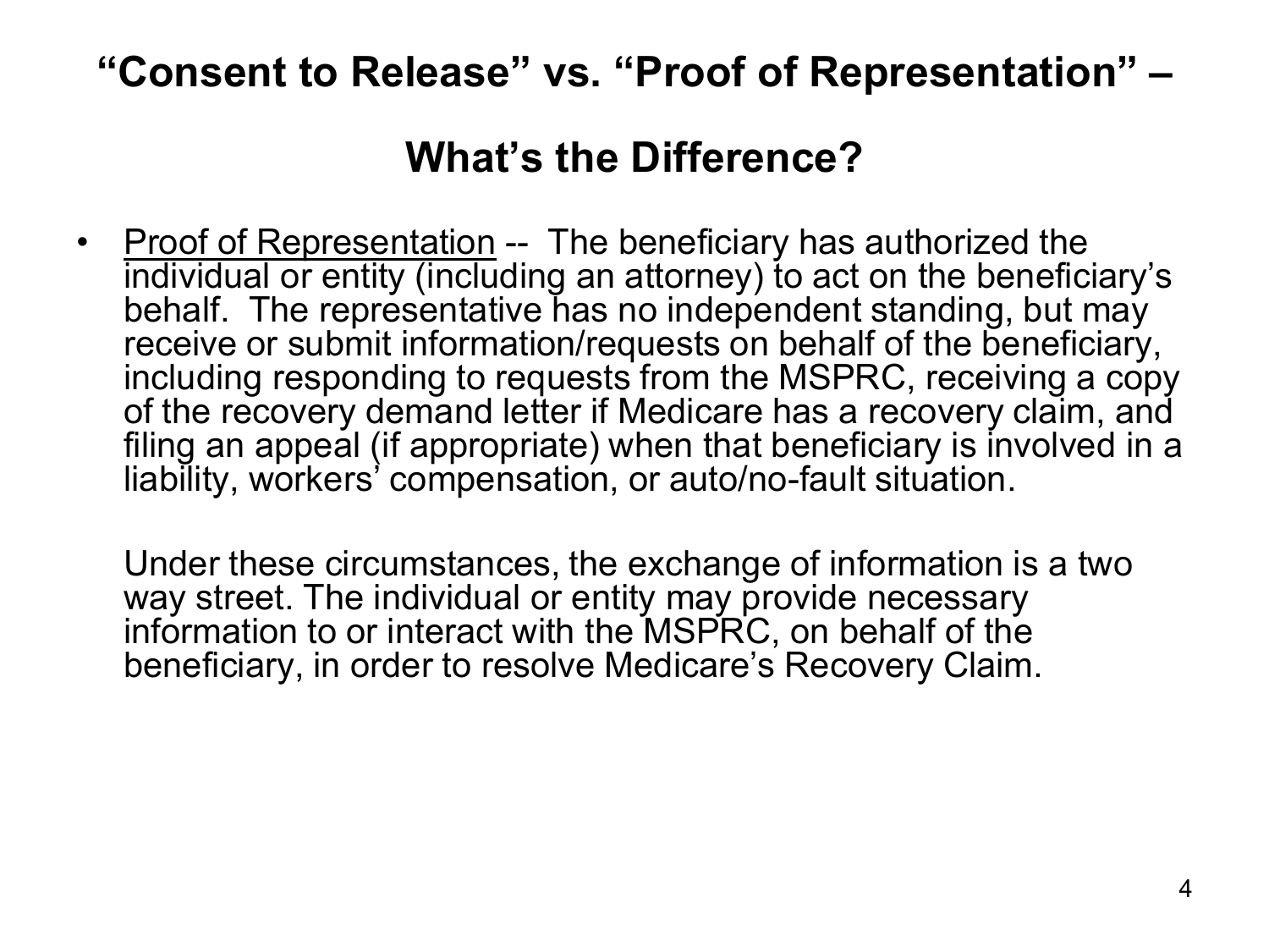# "Consent to Release" vs. "Proof of Representation" – What's the Difference?

- Proof of Representation -- The beneficiary has authorized the individual or entity (including an attorney) to act on the beneficiary's behalf. The representative has no independent standing, but may receive or submit information/requests on behalf of the beneficiary, including responding to requests from the MSPRC, receiving a copy of the recovery demand letter if Medicare has a recovery claim, and filing an appeal (if appropriate) when that beneficiary is involved in a liability, workers' compensation, or auto/no-fault situation.

  Under these circumstances, the exchange of information is a two way street. The individual or entity may provide necessary information to or interact with the MSPRC, on behalf of the beneficiary, in order to resolve Medicare's Recovery Claim.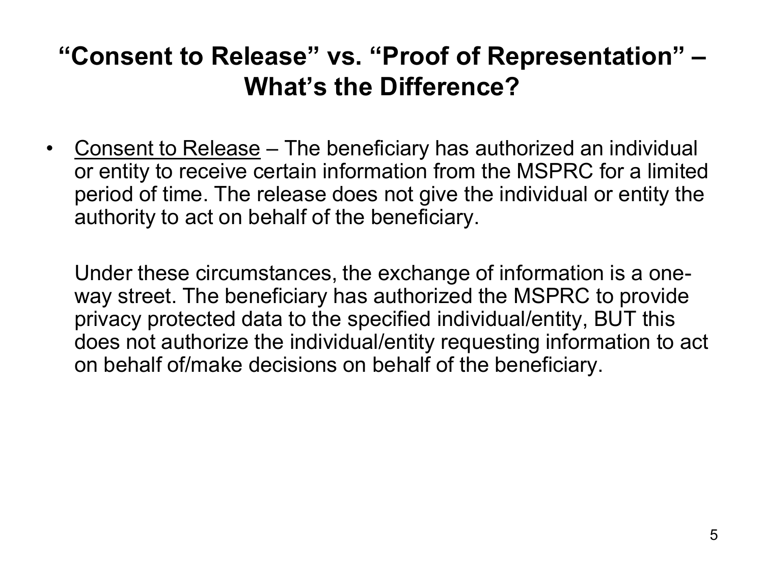# "Consent to Release" vs. "Proof of Representation" – What's the Difference?

- Consent to Release – The beneficiary has authorized an individual or entity to receive certain information from the MSPRC for a limited period of time. The release does not give the individual or entity the authority to act on behalf of the beneficiary.

  Under these circumstances, the exchange of information is a one-way street. The beneficiary has authorized the MSPRC to provide privacy protected data to the specified individual/entity, BUT this does not authorize the individual/entity requesting information to act on behalf of/make decisions on behalf of the beneficiary.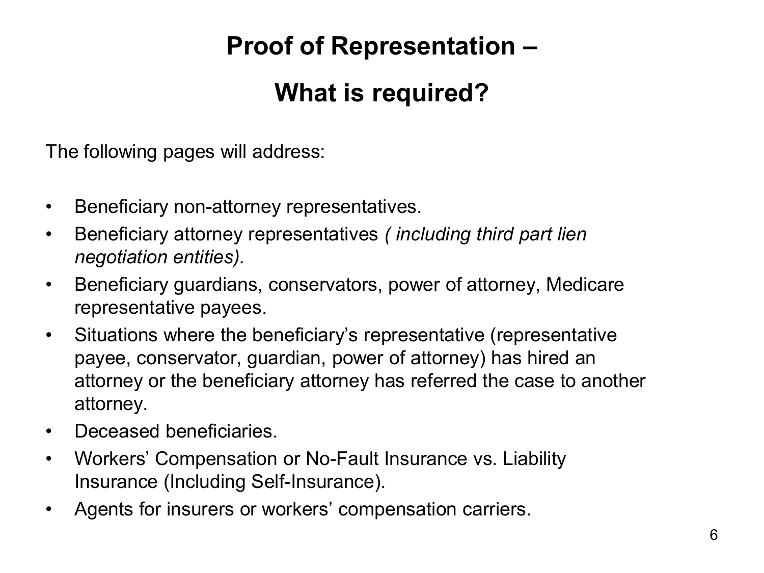# Proof of Representation –

## What is required?

The following pages will address:

- Beneficiary non-attorney representatives.
- Beneficiary attorney representatives *( including third part lien negotiation entities).*
- Beneficiary guardians, conservators, power of attorney, Medicare representative payees.
- Situations where the beneficiary's representative (representative payee, conservator, guardian, power of attorney) has hired an attorney or the beneficiary attorney has referred the case to another attorney.
- Deceased beneficiaries.
- Workers' Compensation or No-Fault Insurance vs. Liability Insurance (Including Self-Insurance).
- Agents for insurers or workers' compensation carriers.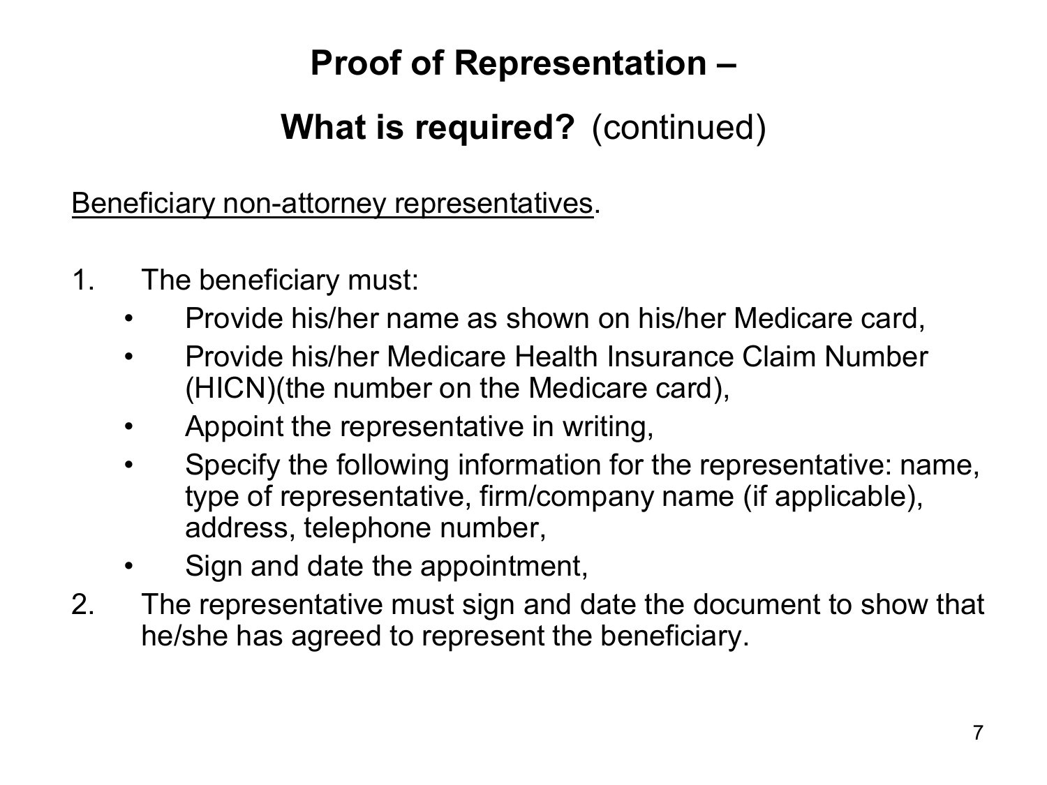# Proof of Representation –

## **What is required?** (continued)

<u>Beneficiary non-attorney representatives</u>.

1. The beneficiary must:
   - Provide his/her name as shown on his/her Medicare card,
   - Provide his/her Medicare Health Insurance Claim Number (HICN)(the number on the Medicare card),
   - Appoint the representative in writing,
   - Specify the following information for the representative: name, type of representative, firm/company name (if applicable), address, telephone number,
   - Sign and date the appointment,
2. The representative must sign and date the document to show that he/she has agreed to represent the beneficiary.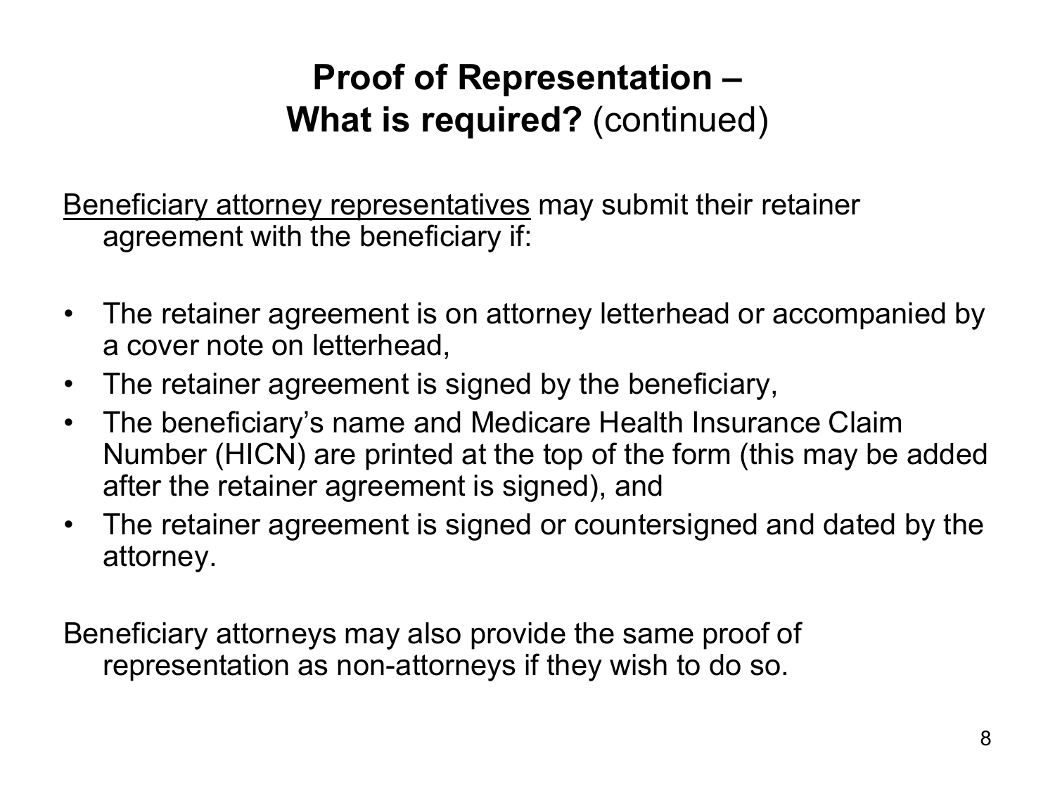# Proof of Representation – What is required? (continued)

<u>Beneficiary attorney representatives</u> may submit their retainer agreement with the beneficiary if:

- The retainer agreement is on attorney letterhead or accompanied by a cover note on letterhead,
- The retainer agreement is signed by the beneficiary,
- The beneficiary's name and Medicare Health Insurance Claim Number (HICN) are printed at the top of the form (this may be added after the retainer agreement is signed), and
- The retainer agreement is signed or countersigned and dated by the attorney.

Beneficiary attorneys may also provide the same proof of representation as non-attorneys if they wish to do so.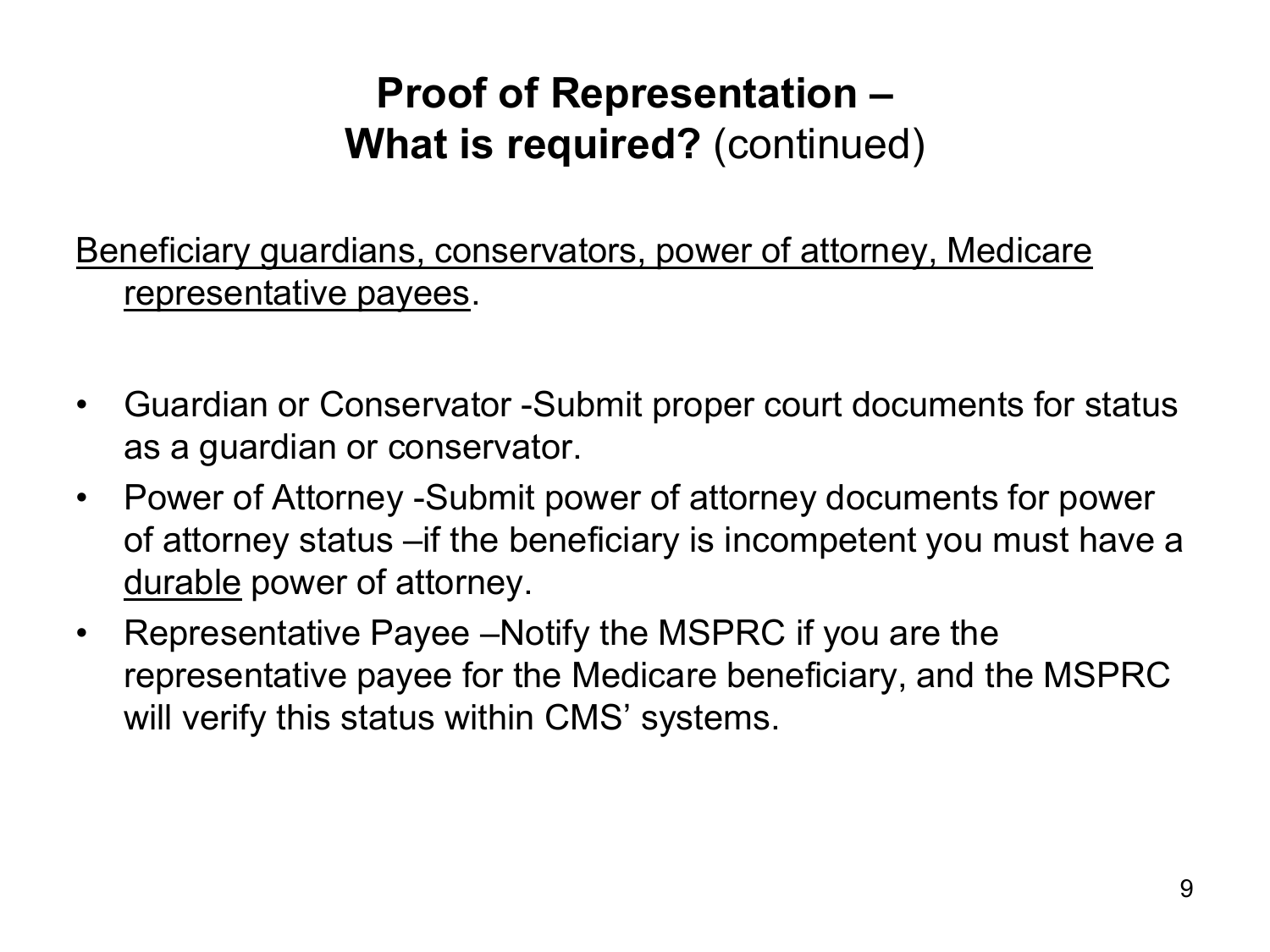# Proof of Representation – What is required? (continued)

<u>Beneficiary guardians, conservators, power of attorney, Medicare representative payees</u>.

- Guardian or Conservator -Submit proper court documents for status as a guardian or conservator.
- Power of Attorney -Submit power of attorney documents for power of attorney status –if the beneficiary is incompetent you must have a <u>durable</u> power of attorney.
- Representative Payee –Notify the MSPRC if you are the representative payee for the Medicare beneficiary, and the MSPRC will verify this status within CMS' systems.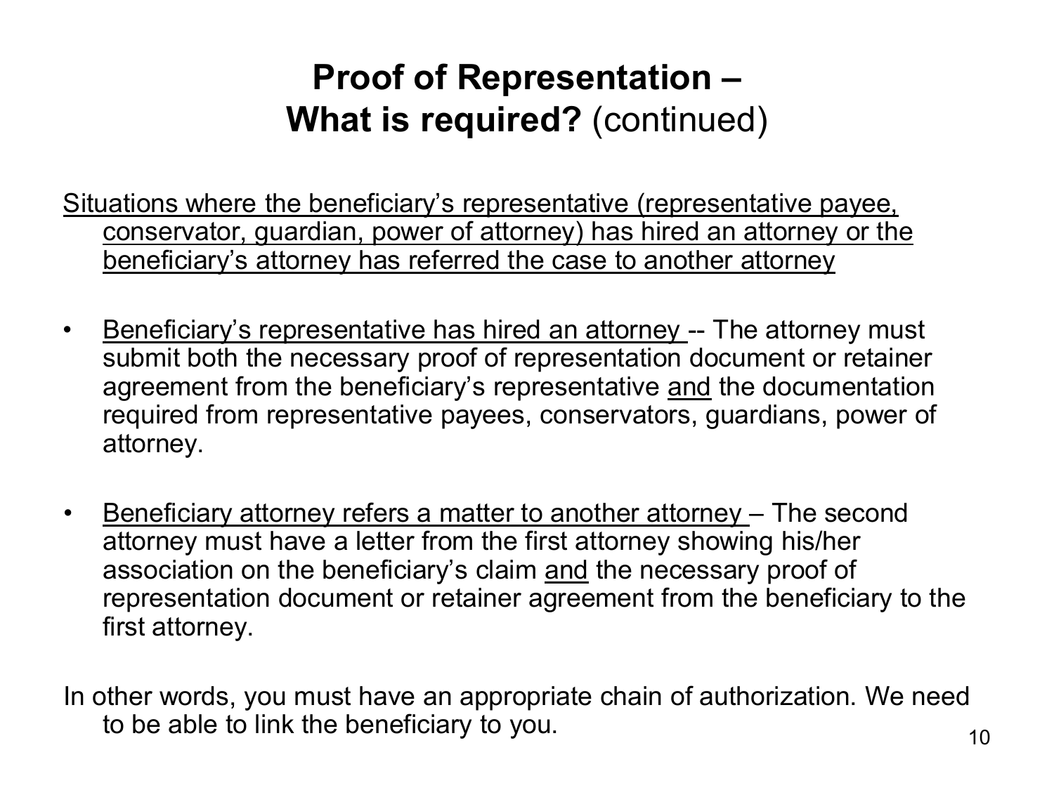# Proof of Representation – What is required? (continued)

Situations where the beneficiary's representative (representative payee, conservator, guardian, power of attorney) has hired an attorney or the beneficiary's attorney has referred the case to another attorney

- Beneficiary's representative has hired an attorney -- The attorney must submit both the necessary proof of representation document or retainer agreement from the beneficiary's representative and the documentation required from representative payees, conservators, guardians, power of attorney.

- Beneficiary attorney refers a matter to another attorney – The second attorney must have a letter from the first attorney showing his/her association on the beneficiary's claim and the necessary proof of representation document or retainer agreement from the beneficiary to the first attorney.

In other words, you must have an appropriate chain of authorization. We need to be able to link the beneficiary to you.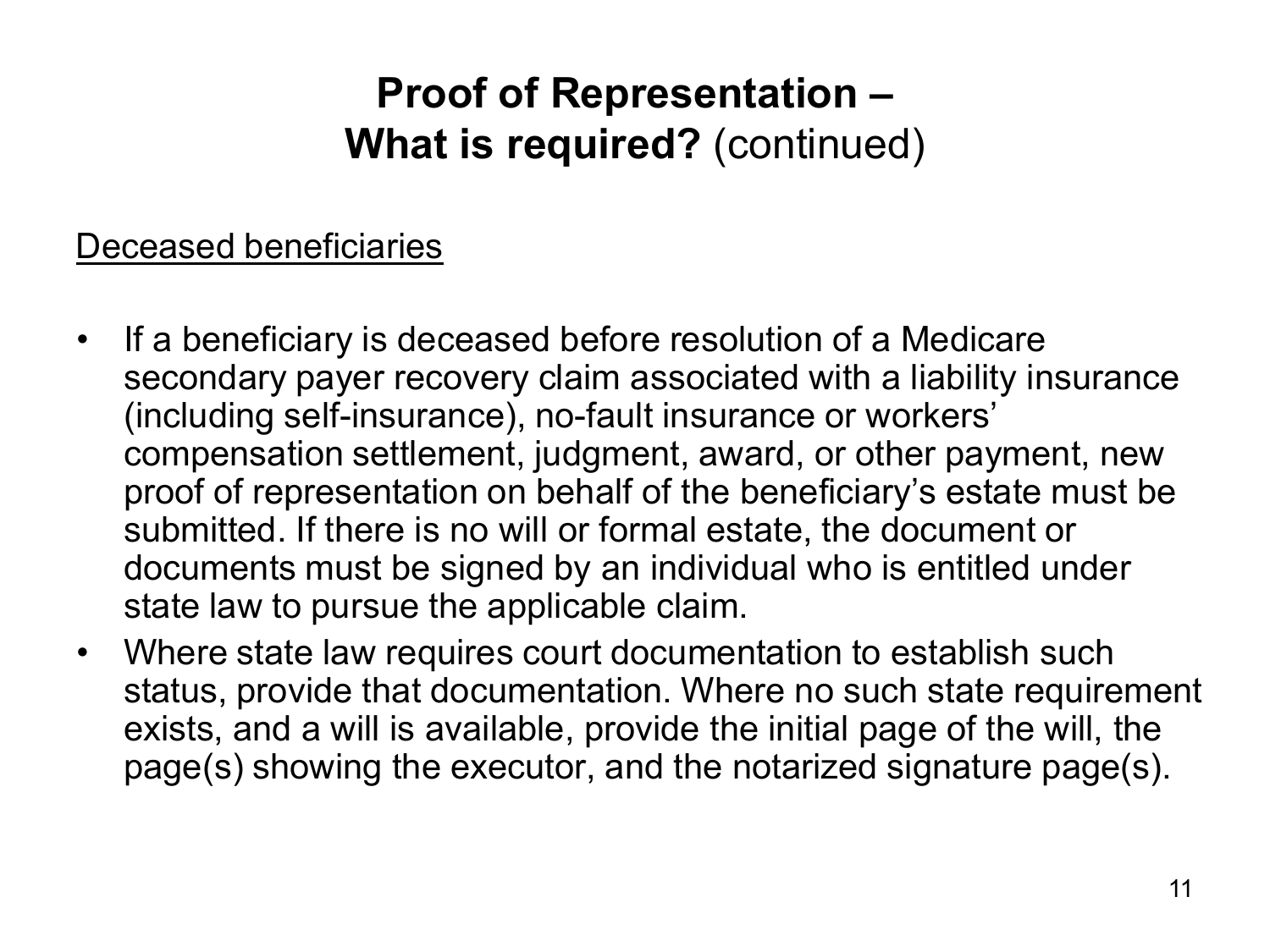# Proof of Representation – What is required? (continued)

Deceased beneficiaries

- If a beneficiary is deceased before resolution of a Medicare secondary payer recovery claim associated with a liability insurance (including self-insurance), no-fault insurance or workers' compensation settlement, judgment, award, or other payment, new proof of representation on behalf of the beneficiary's estate must be submitted. If there is no will or formal estate, the document or documents must be signed by an individual who is entitled under state law to pursue the applicable claim.
- Where state law requires court documentation to establish such status, provide that documentation. Where no such state requirement exists, and a will is available, provide the initial page of the will, the page(s) showing the executor, and the notarized signature page(s).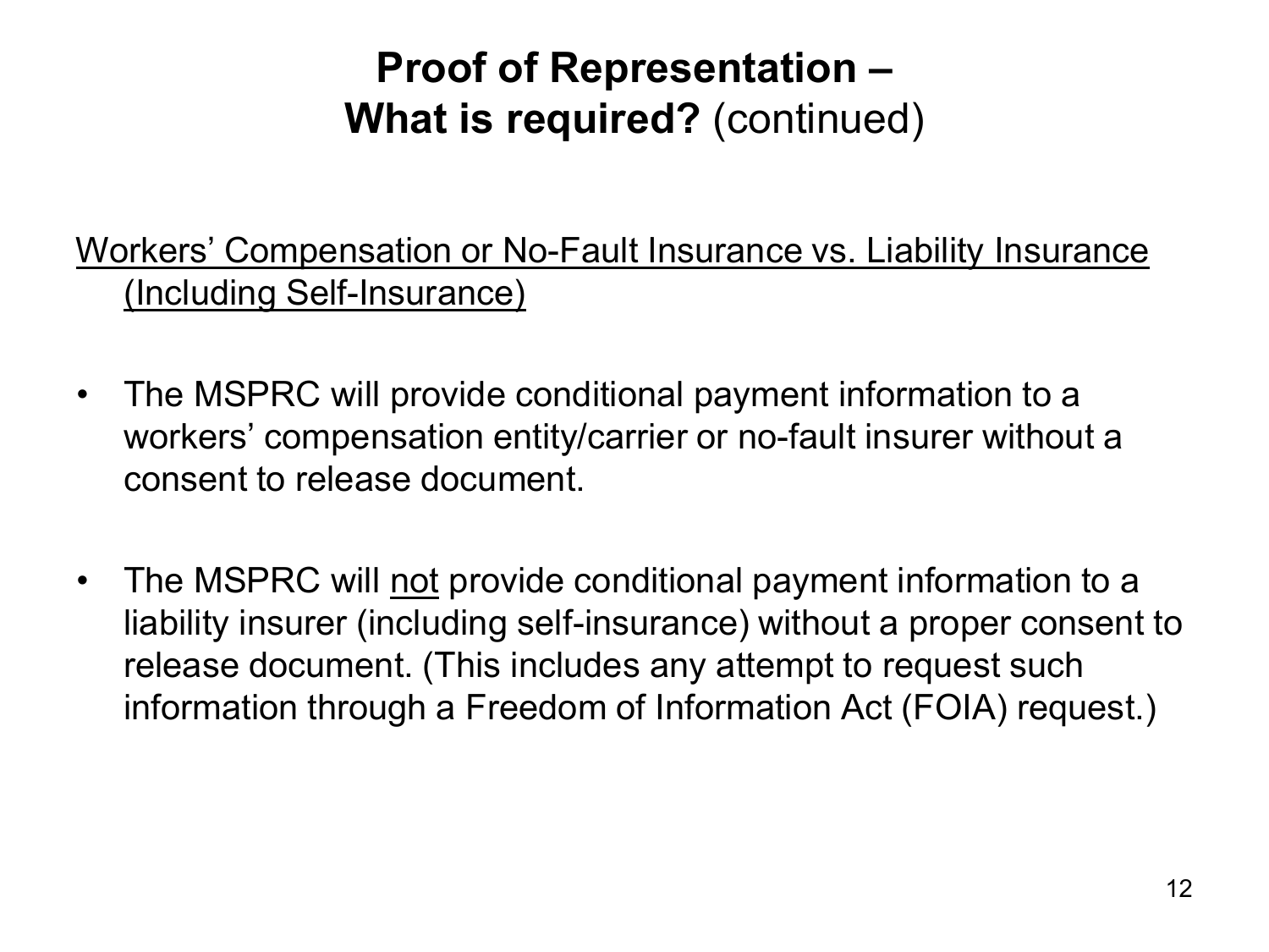# Proof of Representation – What is required? (continued)

<u>Workers' Compensation or No-Fault Insurance vs. Liability Insurance (Including Self-Insurance)</u>

- The MSPRC will provide conditional payment information to a workers' compensation entity/carrier or no-fault insurer without a consent to release document.
- The MSPRC will <u>not</u> provide conditional payment information to a liability insurer (including self-insurance) without a proper consent to release document. (This includes any attempt to request such information through a Freedom of Information Act (FOIA) request.)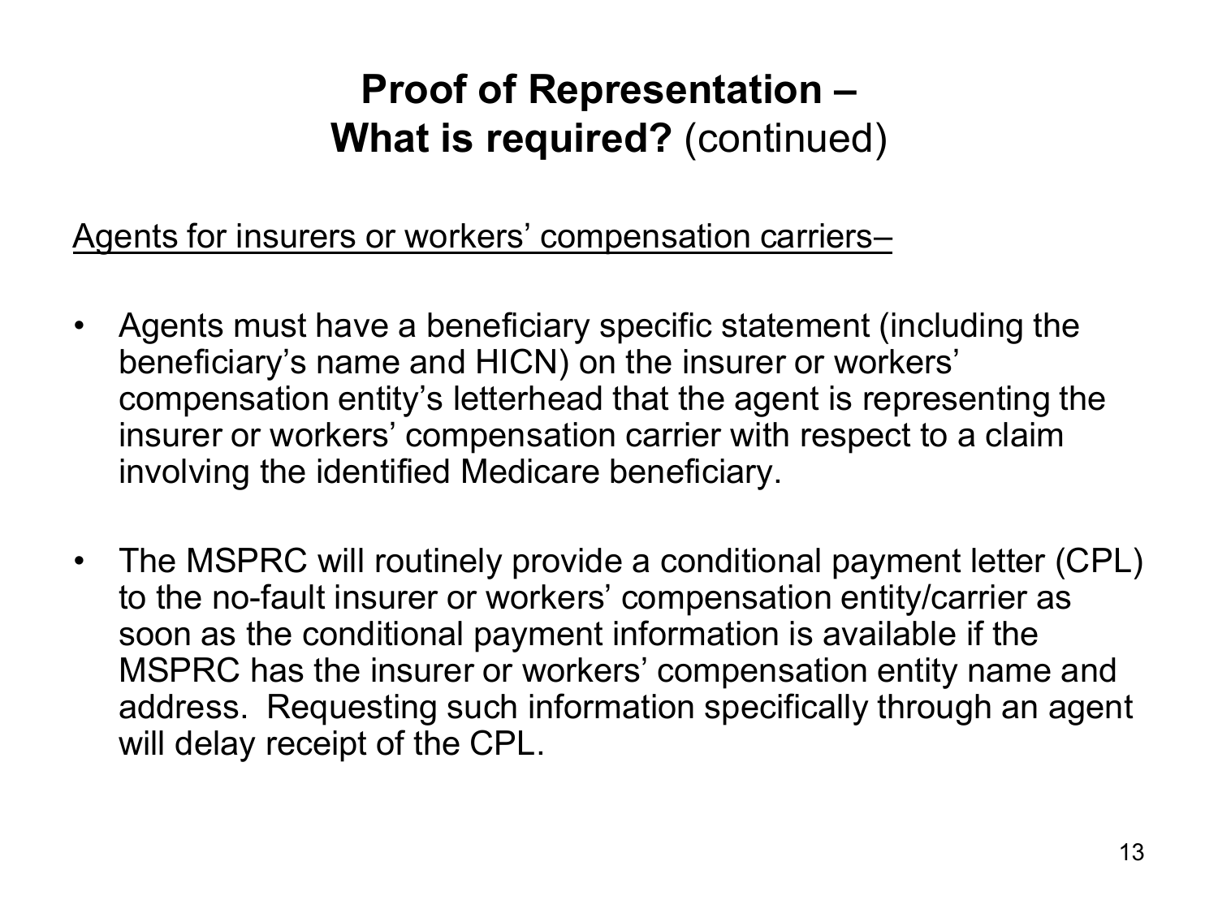# Proof of Representation – What is required? (continued)

Agents for insurers or workers' compensation carriers–

- Agents must have a beneficiary specific statement (including the beneficiary's name and HICN) on the insurer or workers' compensation entity's letterhead that the agent is representing the insurer or workers' compensation carrier with respect to a claim involving the identified Medicare beneficiary.

- The MSPRC will routinely provide a conditional payment letter (CPL) to the no-fault insurer or workers' compensation entity/carrier as soon as the conditional payment information is available if the MSPRC has the insurer or workers' compensation entity name and address. Requesting such information specifically through an agent will delay receipt of the CPL.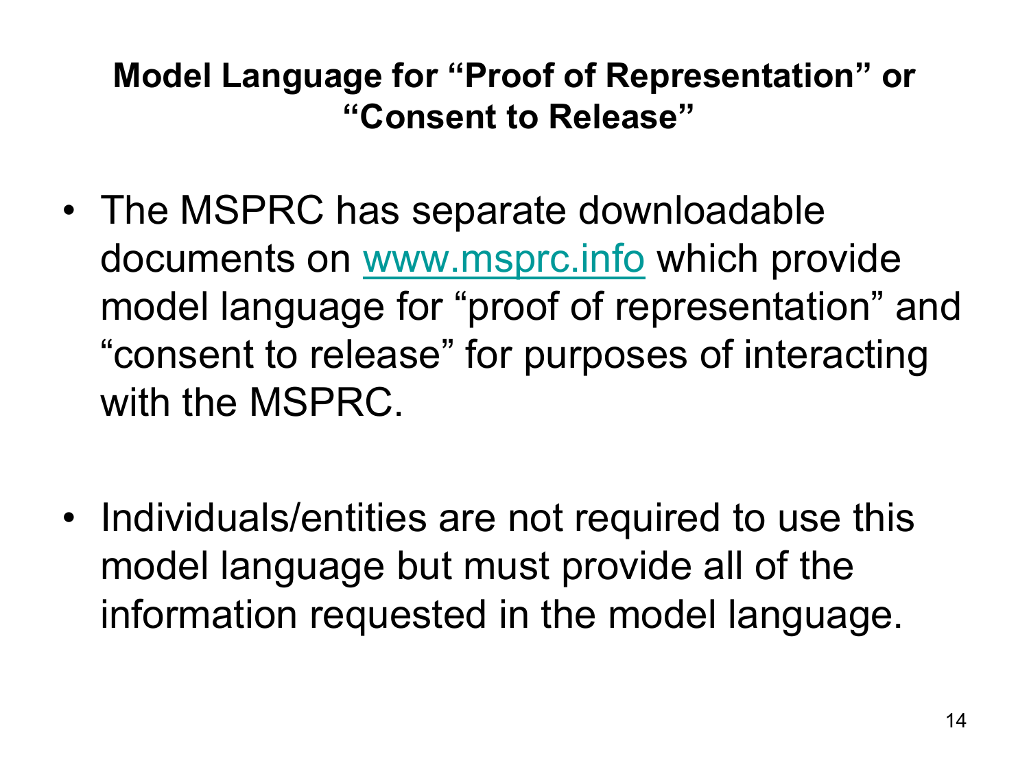# Model Language for “Proof of Representation” or “Consent to Release”

- The MSPRC has separate downloadable documents on [www.msprc.info](http://www.msprc.info) which provide model language for “proof of representation” and “consent to release” for purposes of interacting with the MSPRC.
- Individuals/entities are not required to use this model language but must provide all of the information requested in the model language.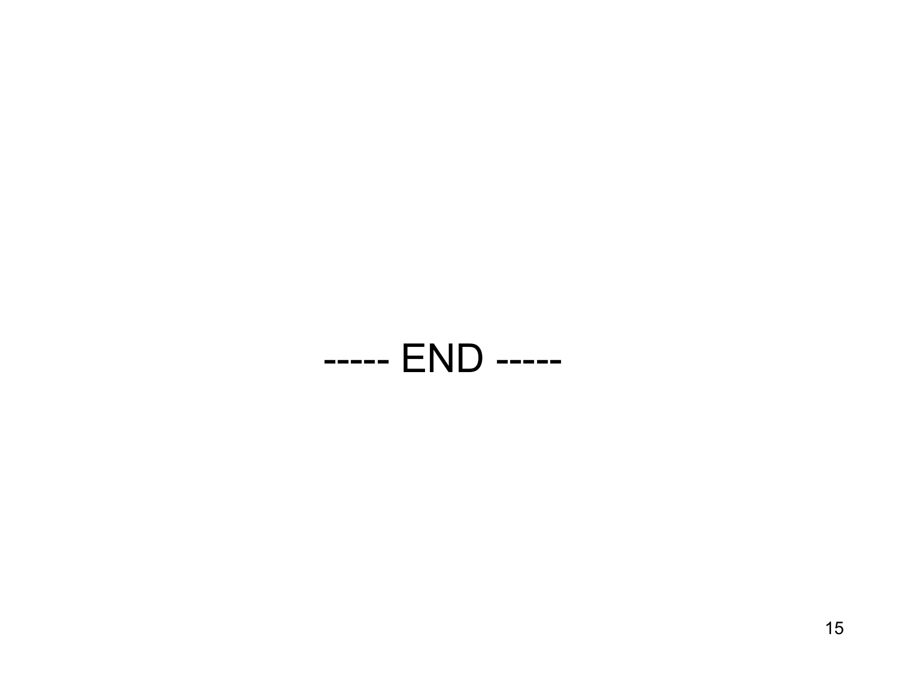----- END -----